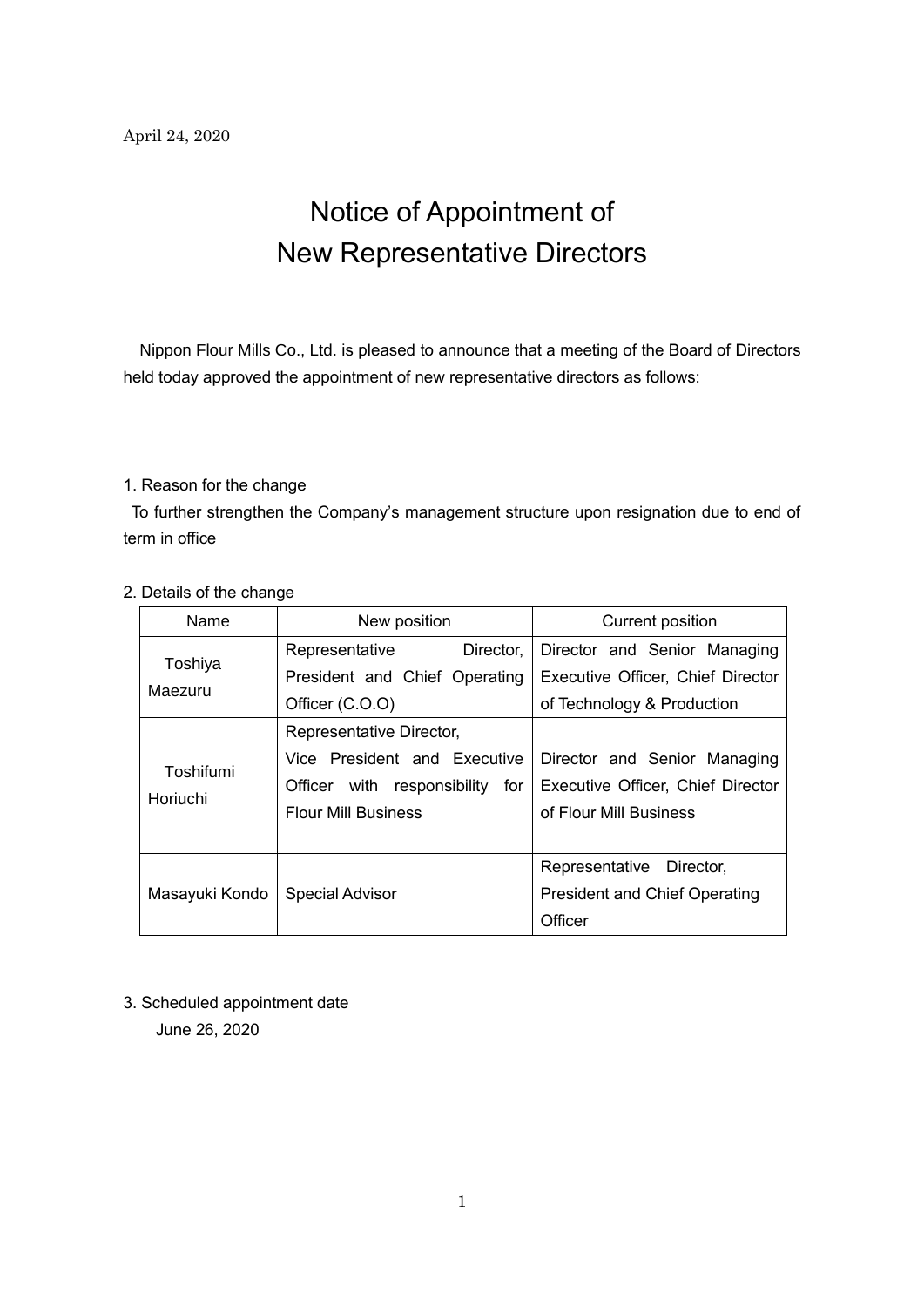April 24, 2020

# Notice of Appointment of New Representative Directors

Nippon Flour Mills Co., Ltd. is pleased to announce that a meeting of the Board of Directors held today approved the appointment of new representative directors as follows:

1. Reason for the change

To further strengthen the Company's management structure upon resignation due to end of term in office

2. Details of the change

| Name | New position | Current position |
|---|---|---|
| Toshiya Maezuru | Representative Director, President and Chief Operating Officer (C.O.O) | Director and Senior Managing Executive Officer, Chief Director of Technology & Production |
| Toshifumi Horiuchi | Representative Director, Vice President and Executive Officer with responsibility for Flour Mill Business | Director and Senior Managing Executive Officer, Chief Director of Flour Mill Business |
| Masayuki Kondo | Special Advisor | Representative Director, President and Chief Operating Officer |

3. Scheduled appointment date

June 26, 2020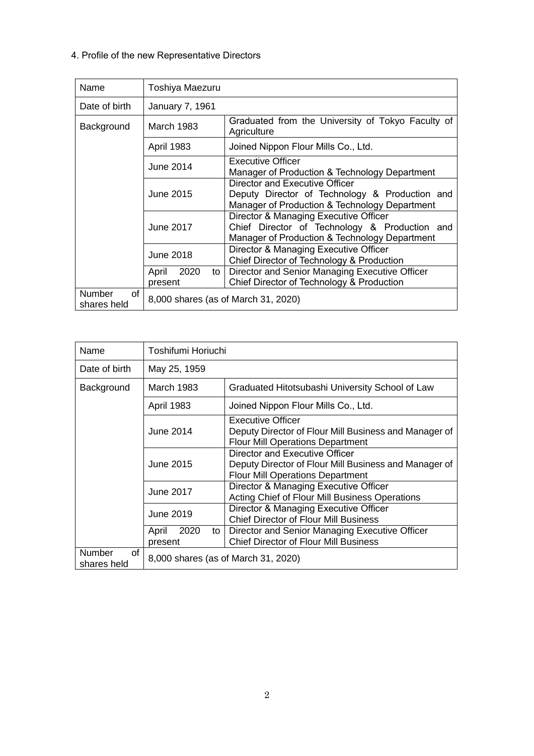4. Profile of the new Representative Directors

| Name | Toshiya Maezuru | |
|---|---|---|
| Date of birth | January 7, 1961 | |
| Background | March 1983 | Graduated from the University of Tokyo Faculty of Agriculture |
| | April 1983 | Joined Nippon Flour Mills Co., Ltd. |
| | June 2014 | Executive Officer<br>Manager of Production & Technology Department |
| | June 2015 | Director and Executive Officer<br>Deputy Director of Technology & Production and Manager of Production & Technology Department |
| | June 2017 | Director & Managing Executive Officer<br>Chief Director of Technology & Production and Manager of Production & Technology Department |
| | June 2018 | Director & Managing Executive Officer<br>Chief Director of Technology & Production |
| | April 2020 to present | Director and Senior Managing Executive Officer<br>Chief Director of Technology & Production |
| Number of shares held | 8,000 shares (as of March 31, 2020) | |

| Name | Toshifumi Horiuchi | |
|---|---|---|
| Date of birth | May 25, 1959 | |
| Background | March 1983 | Graduated Hitotsubashi University School of Law |
| | April 1983 | Joined Nippon Flour Mills Co., Ltd. |
| | June 2014 | Executive Officer<br>Deputy Director of Flour Mill Business and Manager of Flour Mill Operations Department |
| | June 2015 | Director and Executive Officer<br>Deputy Director of Flour Mill Business and Manager of Flour Mill Operations Department |
| | June 2017 | Director & Managing Executive Officer<br>Acting Chief of Flour Mill Business Operations |
| | June 2019 | Director & Managing Executive Officer<br>Chief Director of Flour Mill Business |
| | April 2020 to present | Director and Senior Managing Executive Officer<br>Chief Director of Flour Mill Business |
| Number of shares held | 8,000 shares (as of March 31, 2020) | |